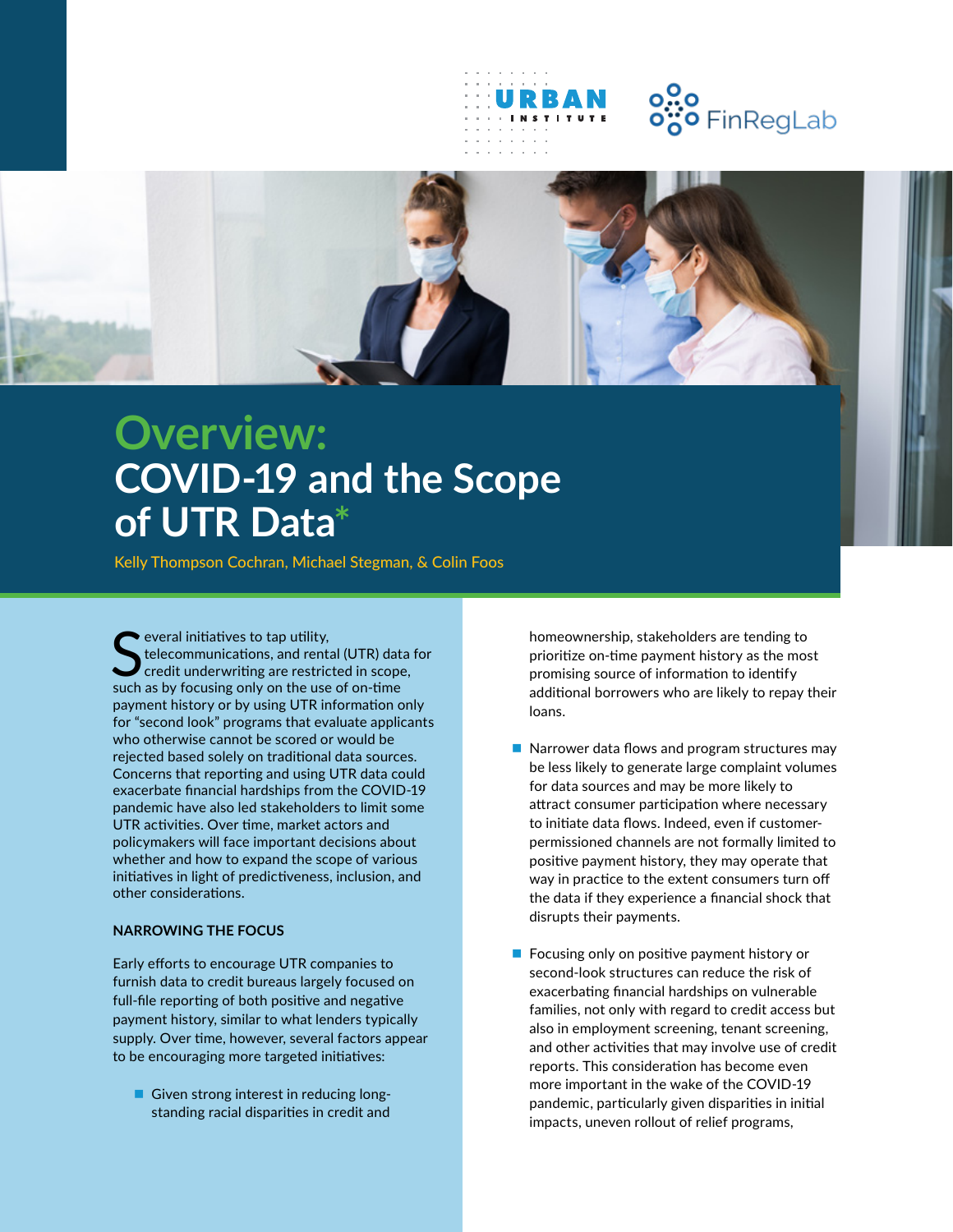# Overview: COVID-19 and the Scope of UTR Data*

Kelly Thompson Cochran, Michael Stegman, & Colin Foos

Several initiatives to tap utility, telecommunications, and rental (UTR) data for credit underwriting are restricted in scope, such as by focusing only on the use of on-time payment history or by using UTR information only for "second look" programs that evaluate applicants who otherwise cannot be scored or would be rejected based solely on traditional data sources. Concerns that reporting and using UTR data could exacerbate financial hardships from the COVID-19 pandemic have also led stakeholders to limit some UTR activities. Over time, market actors and policymakers will face important decisions about whether and how to expand the scope of various initiatives in light of predictiveness, inclusion, and other considerations.

### NARROWING THE FOCUS

Early efforts to encourage UTR companies to furnish data to credit bureaus largely focused on full-file reporting of both positive and negative payment history, similar to what lenders typically supply. Over time, however, several factors appear to be encouraging more targeted initiatives:

- Given strong interest in reducing long-standing racial disparities in credit and homeownership, stakeholders are tending to prioritize on-time payment history as the most promising source of information to identify additional borrowers who are likely to repay their loans.
- Narrower data flows and program structures may be less likely to generate large complaint volumes for data sources and may be more likely to attract consumer participation where necessary to initiate data flows. Indeed, even if customer-permissioned channels are not formally limited to positive payment history, they may operate that way in practice to the extent consumers turn off the data if they experience a financial shock that disrupts their payments.
- Focusing only on positive payment history or second-look structures can reduce the risk of exacerbating financial hardships on vulnerable families, not only with regard to credit access but also in employment screening, tenant screening, and other activities that may involve use of credit reports. This consideration has become even more important in the wake of the COVID-19 pandemic, particularly given disparities in initial impacts, uneven rollout of relief programs,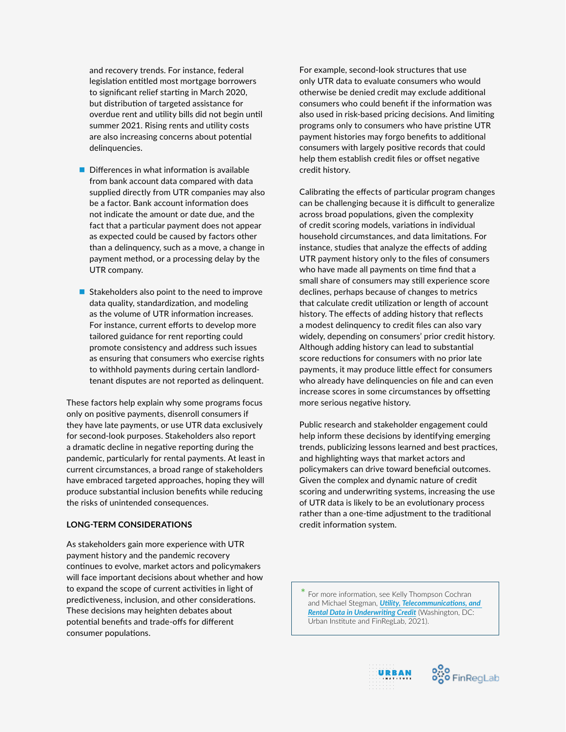and recovery trends. For instance, federal legislation entitled most mortgage borrowers to significant relief starting in March 2020, but distribution of targeted assistance for overdue rent and utility bills did not begin until summer 2021. Rising rents and utility costs are also increasing concerns about potential delinquencies.

- Differences in what information is available from bank account data compared with data supplied directly from UTR companies may also be a factor. Bank account information does not indicate the amount or date due, and the fact that a particular payment does not appear as expected could be caused by factors other than a delinquency, such as a move, a change in payment method, or a processing delay by the UTR company.
- Stakeholders also point to the need to improve data quality, standardization, and modeling as the volume of UTR information increases. For instance, current efforts to develop more tailored guidance for rent reporting could promote consistency and address such issues as ensuring that consumers who exercise rights to withhold payments during certain landlord-tenant disputes are not reported as delinquent.

These factors help explain why some programs focus only on positive payments, disenroll consumers if they have late payments, or use UTR data exclusively for second-look purposes. Stakeholders also report a dramatic decline in negative reporting during the pandemic, particularly for rental payments. At least in current circumstances, a broad range of stakeholders have embraced targeted approaches, hoping they will produce substantial inclusion benefits while reducing the risks of unintended consequences.

## LONG-TERM CONSIDERATIONS

As stakeholders gain more experience with UTR payment history and the pandemic recovery continues to evolve, market actors and policymakers will face important decisions about whether and how to expand the scope of current activities in light of predictiveness, inclusion, and other considerations. These decisions may heighten debates about potential benefits and trade-offs for different consumer populations.

For example, second-look structures that use only UTR data to evaluate consumers who would otherwise be denied credit may exclude additional consumers who could benefit if the information was also used in risk-based pricing decisions. And limiting programs only to consumers who have pristine UTR payment histories may forgo benefits to additional consumers with largely positive records that could help them establish credit files or offset negative credit history.

Calibrating the effects of particular program changes can be challenging because it is difficult to generalize across broad populations, given the complexity of credit scoring models, variations in individual household circumstances, and data limitations. For instance, studies that analyze the effects of adding UTR payment history only to the files of consumers who have made all payments on time find that a small share of consumers may still experience score declines, perhaps because of changes to metrics that calculate credit utilization or length of account history. The effects of adding history that reflects a modest delinquency to credit files can also vary widely, depending on consumers' prior credit history. Although adding history can lead to substantial score reductions for consumers with no prior late payments, it may produce little effect for consumers who already have delinquencies on file and can even increase scores in some circumstances by offsetting more serious negative history.

Public research and stakeholder engagement could help inform these decisions by identifying emerging trends, publicizing lessons learned and best practices, and highlighting ways that market actors and policymakers can drive toward beneficial outcomes. Given the complex and dynamic nature of credit scoring and underwriting systems, increasing the use of UTR data is likely to be an evolutionary process rather than a one-time adjustment to the traditional credit information system.

\* For more information, see Kelly Thompson Cochran and Michael Stegman, ***Utility, Telecommunications, and Rental Data in Underwriting Credit*** (Washington, DC: Urban Institute and FinRegLab, 2021).